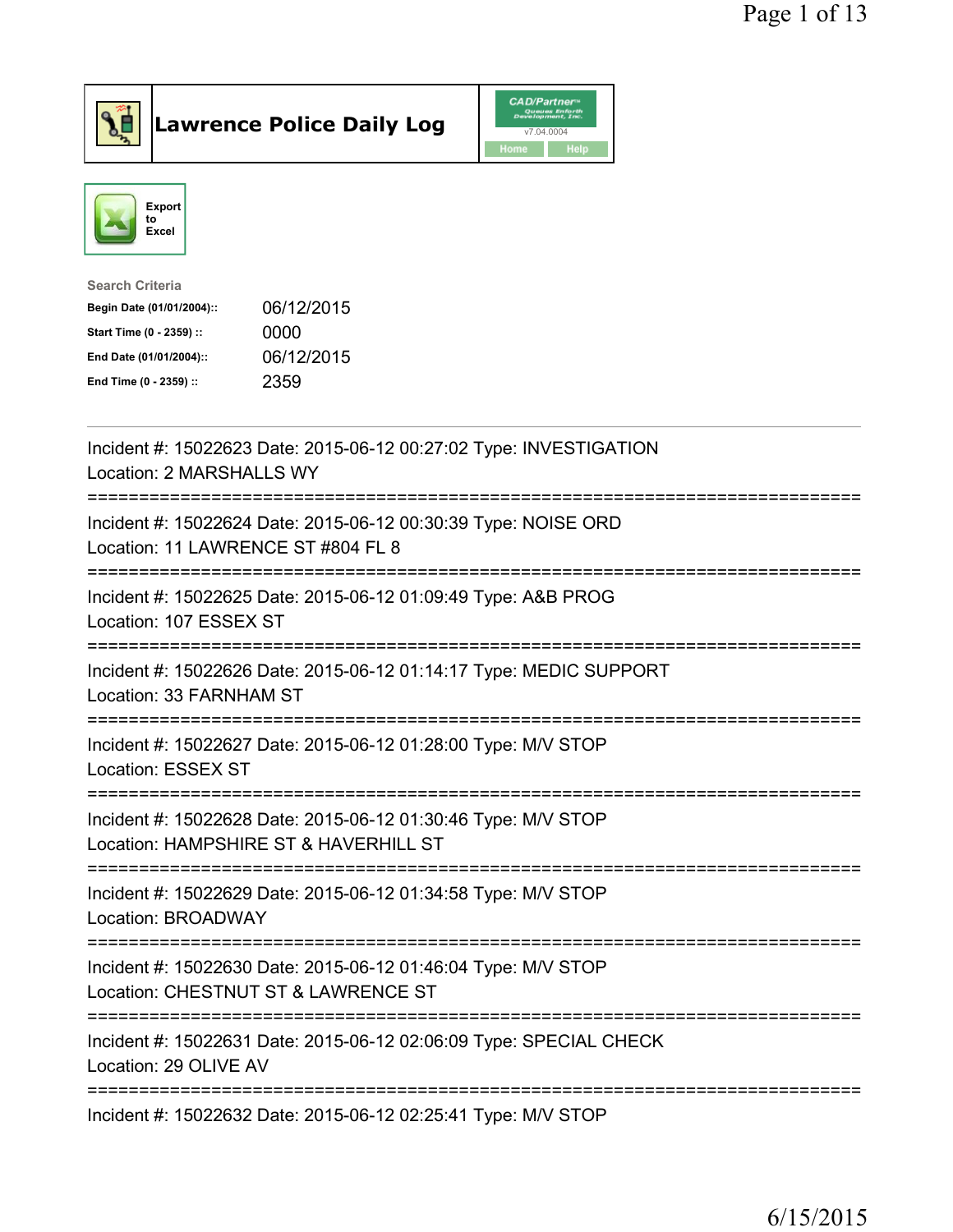# Lawrence Police Daily Log

CAD/Partner v7.04.0004

Home | Help

Export to Excel

**Search Criteria**

| | |
|---|---|
| **Begin Date (01/01/2004)::** | 06/12/2015 |
| **Start Time (0 - 2359) ::** | 0000 |
| **End Date (01/01/2004)::** | 06/12/2015 |
| **End Time (0 - 2359) ::** | 2359 |

---

Incident #: 15022623 Date: 2015-06-12 00:27:02 Type: INVESTIGATION
Location: 2 MARSHALLS WY

===========================================================================

Incident #: 15022624 Date: 2015-06-12 00:30:39 Type: NOISE ORD
Location: 11 LAWRENCE ST #804 FL 8

===========================================================================

Incident #: 15022625 Date: 2015-06-12 01:09:49 Type: A&B PROG
Location: 107 ESSEX ST

===========================================================================

Incident #: 15022626 Date: 2015-06-12 01:14:17 Type: MEDIC SUPPORT
Location: 33 FARNHAM ST

===========================================================================

Incident #: 15022627 Date: 2015-06-12 01:28:00 Type: M/V STOP
Location: ESSEX ST

===========================================================================

Incident #: 15022628 Date: 2015-06-12 01:30:46 Type: M/V STOP
Location: HAMPSHIRE ST & HAVERHILL ST

===========================================================================

Incident #: 15022629 Date: 2015-06-12 01:34:58 Type: M/V STOP
Location: BROADWAY

===========================================================================

Incident #: 15022630 Date: 2015-06-12 01:46:04 Type: M/V STOP
Location: CHESTNUT ST & LAWRENCE ST

===========================================================================

Incident #: 15022631 Date: 2015-06-12 02:06:09 Type: SPECIAL CHECK
Location: 29 OLIVE AV

===========================================================================

Incident #: 15022632 Date: 2015-06-12 02:25:41 Type: M/V STOP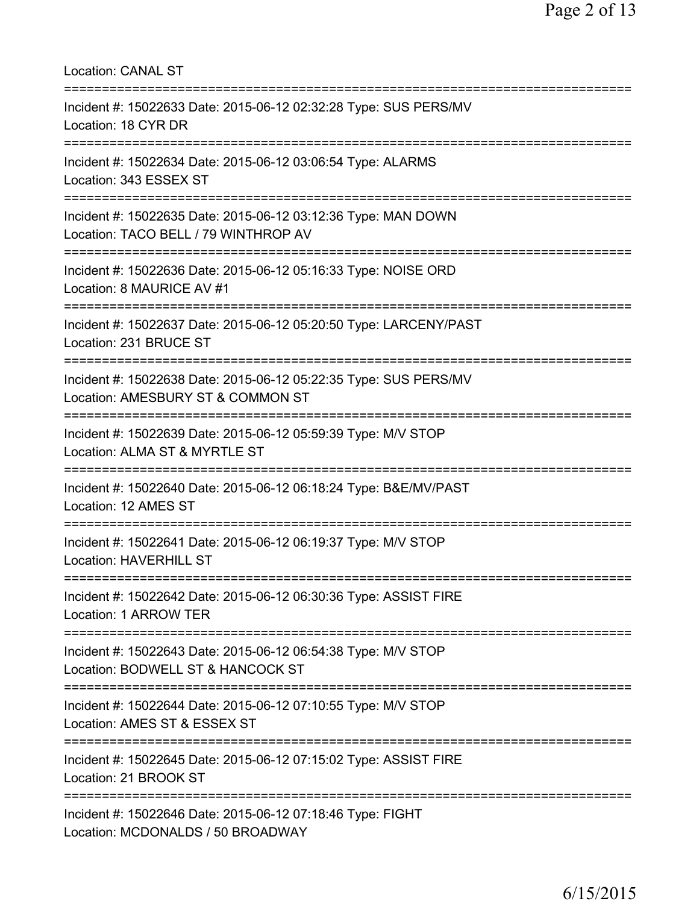Location: CANAL ST

===========================================================================

Incident #: 15022633 Date: 2015-06-12 02:32:28 Type: SUS PERS/MV
Location: 18 CYR DR

===========================================================================

Incident #: 15022634 Date: 2015-06-12 03:06:54 Type: ALARMS
Location: 343 ESSEX ST

===========================================================================

Incident #: 15022635 Date: 2015-06-12 03:12:36 Type: MAN DOWN
Location: TACO BELL / 79 WINTHROP AV

===========================================================================

Incident #: 15022636 Date: 2015-06-12 05:16:33 Type: NOISE ORD
Location: 8 MAURICE AV #1

===========================================================================

Incident #: 15022637 Date: 2015-06-12 05:20:50 Type: LARCENY/PAST
Location: 231 BRUCE ST

===========================================================================

Incident #: 15022638 Date: 2015-06-12 05:22:35 Type: SUS PERS/MV
Location: AMESBURY ST & COMMON ST

===========================================================================

Incident #: 15022639 Date: 2015-06-12 05:59:39 Type: M/V STOP
Location: ALMA ST & MYRTLE ST

===========================================================================

Incident #: 15022640 Date: 2015-06-12 06:18:24 Type: B&E/MV/PAST
Location: 12 AMES ST

===========================================================================

Incident #: 15022641 Date: 2015-06-12 06:19:37 Type: M/V STOP
Location: HAVERHILL ST

===========================================================================

Incident #: 15022642 Date: 2015-06-12 06:30:36 Type: ASSIST FIRE
Location: 1 ARROW TER

===========================================================================

Incident #: 15022643 Date: 2015-06-12 06:54:38 Type: M/V STOP
Location: BODWELL ST & HANCOCK ST

===========================================================================

Incident #: 15022644 Date: 2015-06-12 07:10:55 Type: M/V STOP
Location: AMES ST & ESSEX ST

===========================================================================

Incident #: 15022645 Date: 2015-06-12 07:15:02 Type: ASSIST FIRE
Location: 21 BROOK ST

===========================================================================

Incident #: 15022646 Date: 2015-06-12 07:18:46 Type: FIGHT
Location: MCDONALDS / 50 BROADWAY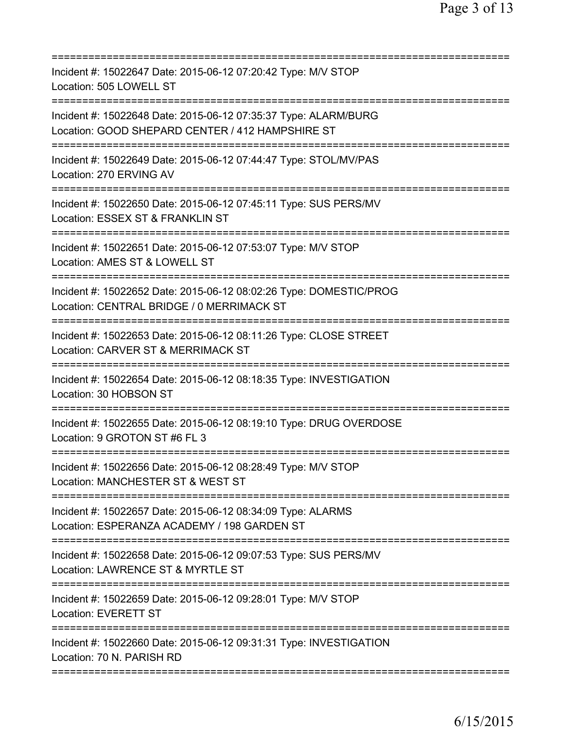==============================================================================
Incident #: 15022647 Date: 2015-06-12 07:20:42 Type: M/V STOP
Location: 505 LOWELL ST
==============================================================================
Incident #: 15022648 Date: 2015-06-12 07:35:37 Type: ALARM/BURG
Location: GOOD SHEPARD CENTER / 412 HAMPSHIRE ST
==============================================================================
Incident #: 15022649 Date: 2015-06-12 07:44:47 Type: STOL/MV/PAS
Location: 270 ERVING AV
==============================================================================
Incident #: 15022650 Date: 2015-06-12 07:45:11 Type: SUS PERS/MV
Location: ESSEX ST & FRANKLIN ST
==============================================================================
Incident #: 15022651 Date: 2015-06-12 07:53:07 Type: M/V STOP
Location: AMES ST & LOWELL ST
==============================================================================
Incident #: 15022652 Date: 2015-06-12 08:02:26 Type: DOMESTIC/PROG
Location: CENTRAL BRIDGE / 0 MERRIMACK ST
==============================================================================
Incident #: 15022653 Date: 2015-06-12 08:11:26 Type: CLOSE STREET
Location: CARVER ST & MERRIMACK ST
==============================================================================
Incident #: 15022654 Date: 2015-06-12 08:18:35 Type: INVESTIGATION
Location: 30 HOBSON ST
==============================================================================
Incident #: 15022655 Date: 2015-06-12 08:19:10 Type: DRUG OVERDOSE
Location: 9 GROTON ST #6 FL 3
==============================================================================
Incident #: 15022656 Date: 2015-06-12 08:28:49 Type: M/V STOP
Location: MANCHESTER ST & WEST ST
==============================================================================
Incident #: 15022657 Date: 2015-06-12 08:34:09 Type: ALARMS
Location: ESPERANZA ACADEMY / 198 GARDEN ST
==============================================================================
Incident #: 15022658 Date: 2015-06-12 09:07:53 Type: SUS PERS/MV
Location: LAWRENCE ST & MYRTLE ST
==============================================================================
Incident #: 15022659 Date: 2015-06-12 09:28:01 Type: M/V STOP
Location: EVERETT ST
==============================================================================
Incident #: 15022660 Date: 2015-06-12 09:31:31 Type: INVESTIGATION
Location: 70 N. PARISH RD
==============================================================================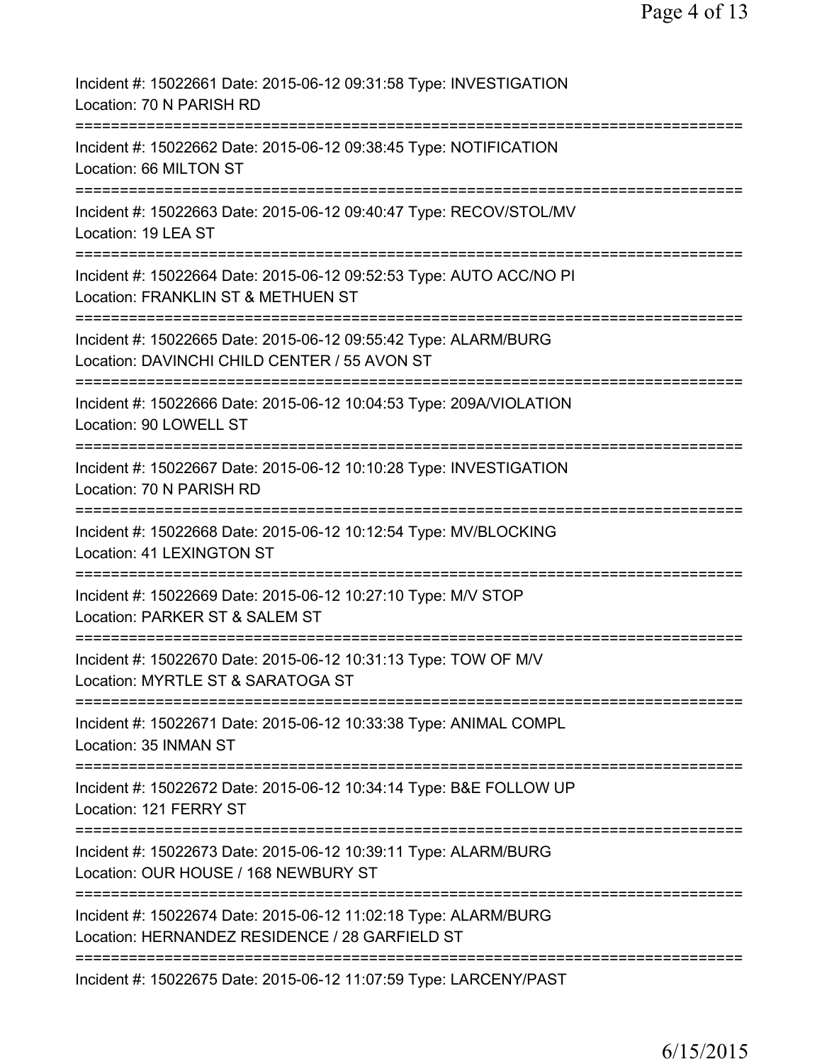Incident #: 15022661 Date: 2015-06-12 09:31:58 Type: INVESTIGATION
Location: 70 N PARISH RD
===========================================================================
Incident #: 15022662 Date: 2015-06-12 09:38:45 Type: NOTIFICATION
Location: 66 MILTON ST
===========================================================================
Incident #: 15022663 Date: 2015-06-12 09:40:47 Type: RECOV/STOL/MV
Location: 19 LEA ST
===========================================================================
Incident #: 15022664 Date: 2015-06-12 09:52:53 Type: AUTO ACC/NO PI
Location: FRANKLIN ST & METHUEN ST
===========================================================================
Incident #: 15022665 Date: 2015-06-12 09:55:42 Type: ALARM/BURG
Location: DAVINCHI CHILD CENTER / 55 AVON ST
===========================================================================
Incident #: 15022666 Date: 2015-06-12 10:04:53 Type: 209A/VIOLATION
Location: 90 LOWELL ST
===========================================================================
Incident #: 15022667 Date: 2015-06-12 10:10:28 Type: INVESTIGATION
Location: 70 N PARISH RD
===========================================================================
Incident #: 15022668 Date: 2015-06-12 10:12:54 Type: MV/BLOCKING
Location: 41 LEXINGTON ST
===========================================================================
Incident #: 15022669 Date: 2015-06-12 10:27:10 Type: M/V STOP
Location: PARKER ST & SALEM ST
===========================================================================
Incident #: 15022670 Date: 2015-06-12 10:31:13 Type: TOW OF M/V
Location: MYRTLE ST & SARATOGA ST
===========================================================================
Incident #: 15022671 Date: 2015-06-12 10:33:38 Type: ANIMAL COMPL
Location: 35 INMAN ST
===========================================================================
Incident #: 15022672 Date: 2015-06-12 10:34:14 Type: B&E FOLLOW UP
Location: 121 FERRY ST
===========================================================================
Incident #: 15022673 Date: 2015-06-12 10:39:11 Type: ALARM/BURG
Location: OUR HOUSE / 168 NEWBURY ST
===========================================================================
Incident #: 15022674 Date: 2015-06-12 11:02:18 Type: ALARM/BURG
Location: HERNANDEZ RESIDENCE / 28 GARFIELD ST
===========================================================================
Incident #: 15022675 Date: 2015-06-12 11:07:59 Type: LARCENY/PAST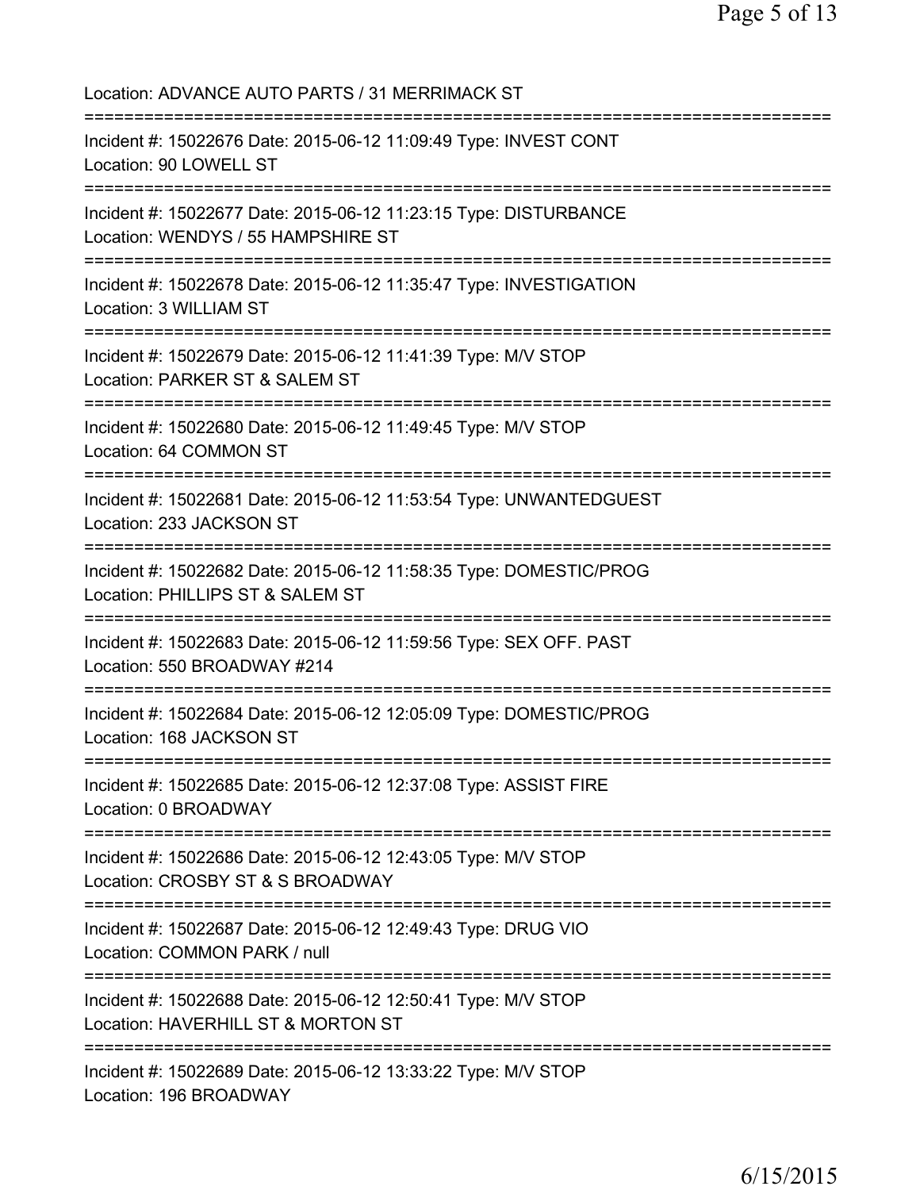Location: ADVANCE AUTO PARTS / 31 MERRIMACK ST

===========================================================================

Incident #: 15022676 Date: 2015-06-12 11:09:49 Type: INVEST CONT
Location: 90 LOWELL ST

===========================================================================

Incident #: 15022677 Date: 2015-06-12 11:23:15 Type: DISTURBANCE
Location: WENDYS / 55 HAMPSHIRE ST

===========================================================================

Incident #: 15022678 Date: 2015-06-12 11:35:47 Type: INVESTIGATION
Location: 3 WILLIAM ST

===========================================================================

Incident #: 15022679 Date: 2015-06-12 11:41:39 Type: M/V STOP
Location: PARKER ST & SALEM ST

===========================================================================

Incident #: 15022680 Date: 2015-06-12 11:49:45 Type: M/V STOP
Location: 64 COMMON ST

===========================================================================

Incident #: 15022681 Date: 2015-06-12 11:53:54 Type: UNWANTEDGUEST
Location: 233 JACKSON ST

===========================================================================

Incident #: 15022682 Date: 2015-06-12 11:58:35 Type: DOMESTIC/PROG
Location: PHILLIPS ST & SALEM ST

===========================================================================

Incident #: 15022683 Date: 2015-06-12 11:59:56 Type: SEX OFF. PAST
Location: 550 BROADWAY #214

===========================================================================

Incident #: 15022684 Date: 2015-06-12 12:05:09 Type: DOMESTIC/PROG
Location: 168 JACKSON ST

===========================================================================

Incident #: 15022685 Date: 2015-06-12 12:37:08 Type: ASSIST FIRE
Location: 0 BROADWAY

===========================================================================

Incident #: 15022686 Date: 2015-06-12 12:43:05 Type: M/V STOP
Location: CROSBY ST & S BROADWAY

===========================================================================

Incident #: 15022687 Date: 2015-06-12 12:49:43 Type: DRUG VIO
Location: COMMON PARK / null

===========================================================================

Incident #: 15022688 Date: 2015-06-12 12:50:41 Type: M/V STOP
Location: HAVERHILL ST & MORTON ST

===========================================================================

Incident #: 15022689 Date: 2015-06-12 13:33:22 Type: M/V STOP
Location: 196 BROADWAY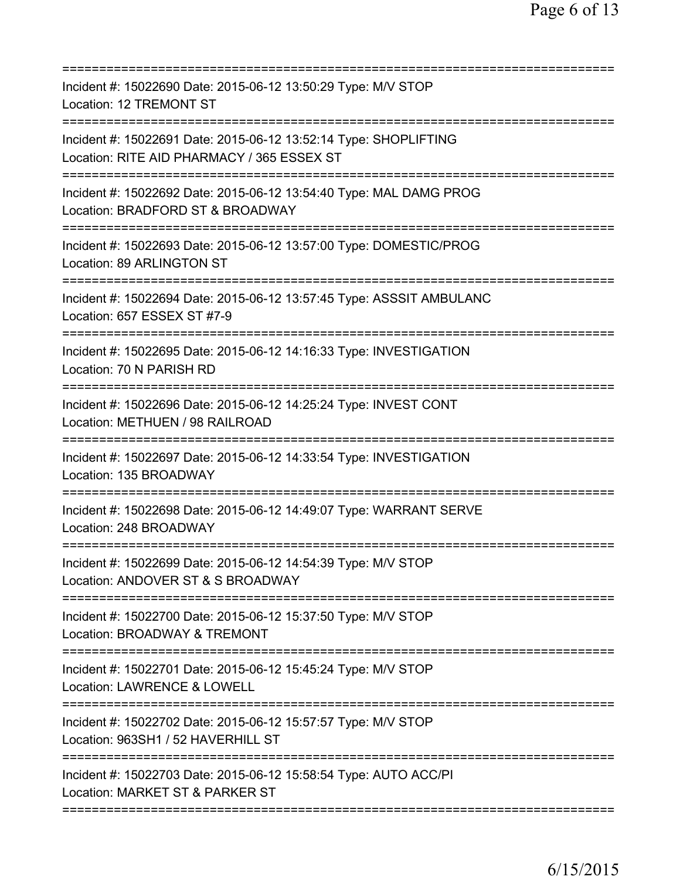===========================================================================
Incident #: 15022690 Date: 2015-06-12 13:50:29 Type: M/V STOP
Location: 12 TREMONT ST
===========================================================================
Incident #: 15022691 Date: 2015-06-12 13:52:14 Type: SHOPLIFTING
Location: RITE AID PHARMACY / 365 ESSEX ST
===========================================================================
Incident #: 15022692 Date: 2015-06-12 13:54:40 Type: MAL DAMG PROG
Location: BRADFORD ST & BROADWAY
===========================================================================
Incident #: 15022693 Date: 2015-06-12 13:57:00 Type: DOMESTIC/PROG
Location: 89 ARLINGTON ST
===========================================================================
Incident #: 15022694 Date: 2015-06-12 13:57:45 Type: ASSSIT AMBULANC
Location: 657 ESSEX ST #7-9
===========================================================================
Incident #: 15022695 Date: 2015-06-12 14:16:33 Type: INVESTIGATION
Location: 70 N PARISH RD
===========================================================================
Incident #: 15022696 Date: 2015-06-12 14:25:24 Type: INVEST CONT
Location: METHUEN / 98 RAILROAD
===========================================================================
Incident #: 15022697 Date: 2015-06-12 14:33:54 Type: INVESTIGATION
Location: 135 BROADWAY
===========================================================================
Incident #: 15022698 Date: 2015-06-12 14:49:07 Type: WARRANT SERVE
Location: 248 BROADWAY
===========================================================================
Incident #: 15022699 Date: 2015-06-12 14:54:39 Type: M/V STOP
Location: ANDOVER ST & S BROADWAY
===========================================================================
Incident #: 15022700 Date: 2015-06-12 15:37:50 Type: M/V STOP
Location: BROADWAY & TREMONT
===========================================================================
Incident #: 15022701 Date: 2015-06-12 15:45:24 Type: M/V STOP
Location: LAWRENCE & LOWELL
===========================================================================
Incident #: 15022702 Date: 2015-06-12 15:57:57 Type: M/V STOP
Location: 963SH1 / 52 HAVERHILL ST
===========================================================================
Incident #: 15022703 Date: 2015-06-12 15:58:54 Type: AUTO ACC/PI
Location: MARKET ST & PARKER ST
===========================================================================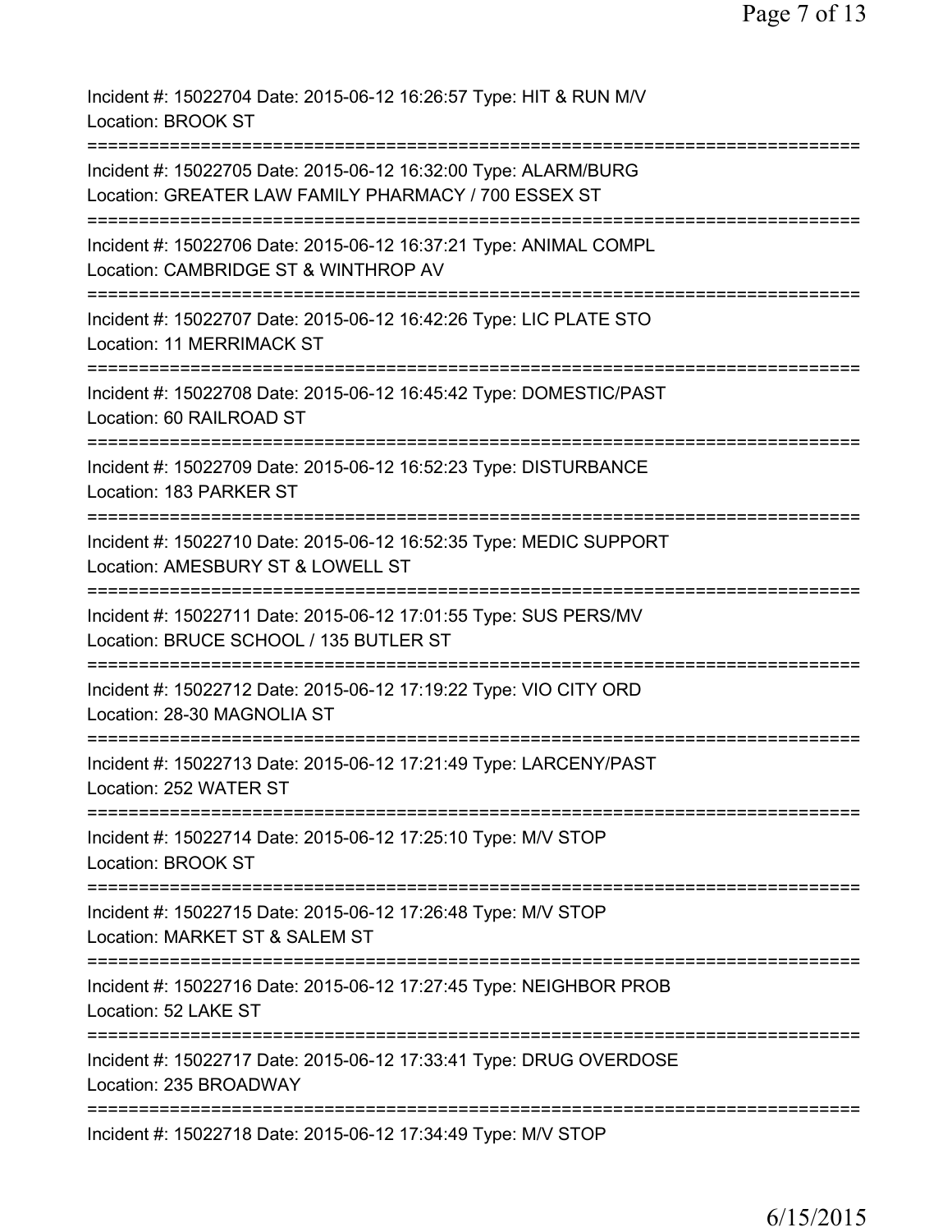Incident #: 15022704 Date: 2015-06-12 16:26:57 Type: HIT & RUN M/V
Location: BROOK ST

===========================================================================

Incident #: 15022705 Date: 2015-06-12 16:32:00 Type: ALARM/BURG
Location: GREATER LAW FAMILY PHARMACY / 700 ESSEX ST

===========================================================================

Incident #: 15022706 Date: 2015-06-12 16:37:21 Type: ANIMAL COMPL
Location: CAMBRIDGE ST & WINTHROP AV

===========================================================================

Incident #: 15022707 Date: 2015-06-12 16:42:26 Type: LIC PLATE STO
Location: 11 MERRIMACK ST

===========================================================================

Incident #: 15022708 Date: 2015-06-12 16:45:42 Type: DOMESTIC/PAST
Location: 60 RAILROAD ST

===========================================================================

Incident #: 15022709 Date: 2015-06-12 16:52:23 Type: DISTURBANCE
Location: 183 PARKER ST

===========================================================================

Incident #: 15022710 Date: 2015-06-12 16:52:35 Type: MEDIC SUPPORT
Location: AMESBURY ST & LOWELL ST

===========================================================================

Incident #: 15022711 Date: 2015-06-12 17:01:55 Type: SUS PERS/MV
Location: BRUCE SCHOOL / 135 BUTLER ST

===========================================================================

Incident #: 15022712 Date: 2015-06-12 17:19:22 Type: VIO CITY ORD
Location: 28-30 MAGNOLIA ST

===========================================================================

Incident #: 15022713 Date: 2015-06-12 17:21:49 Type: LARCENY/PAST
Location: 252 WATER ST

===========================================================================

Incident #: 15022714 Date: 2015-06-12 17:25:10 Type: M/V STOP
Location: BROOK ST

===========================================================================

Incident #: 15022715 Date: 2015-06-12 17:26:48 Type: M/V STOP
Location: MARKET ST & SALEM ST

===========================================================================

Incident #: 15022716 Date: 2015-06-12 17:27:45 Type: NEIGHBOR PROB
Location: 52 LAKE ST

===========================================================================

Incident #: 15022717 Date: 2015-06-12 17:33:41 Type: DRUG OVERDOSE
Location: 235 BROADWAY

===========================================================================

Incident #: 15022718 Date: 2015-06-12 17:34:49 Type: M/V STOP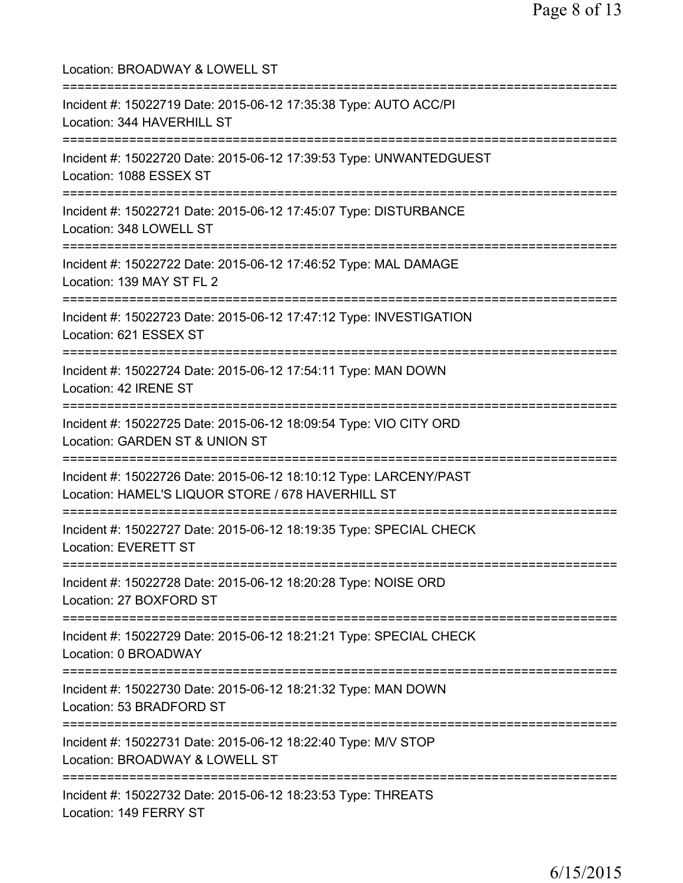Location: BROADWAY & LOWELL ST

===========================================================================

Incident #: 15022719 Date: 2015-06-12 17:35:38 Type: AUTO ACC/PI
Location: 344 HAVERHILL ST

===========================================================================

Incident #: 15022720 Date: 2015-06-12 17:39:53 Type: UNWANTEDGUEST
Location: 1088 ESSEX ST

===========================================================================

Incident #: 15022721 Date: 2015-06-12 17:45:07 Type: DISTURBANCE
Location: 348 LOWELL ST

===========================================================================

Incident #: 15022722 Date: 2015-06-12 17:46:52 Type: MAL DAMAGE
Location: 139 MAY ST FL 2

===========================================================================

Incident #: 15022723 Date: 2015-06-12 17:47:12 Type: INVESTIGATION
Location: 621 ESSEX ST

===========================================================================

Incident #: 15022724 Date: 2015-06-12 17:54:11 Type: MAN DOWN
Location: 42 IRENE ST

===========================================================================

Incident #: 15022725 Date: 2015-06-12 18:09:54 Type: VIO CITY ORD
Location: GARDEN ST & UNION ST

===========================================================================

Incident #: 15022726 Date: 2015-06-12 18:10:12 Type: LARCENY/PAST
Location: HAMEL'S LIQUOR STORE / 678 HAVERHILL ST

===========================================================================

Incident #: 15022727 Date: 2015-06-12 18:19:35 Type: SPECIAL CHECK
Location: EVERETT ST

===========================================================================

Incident #: 15022728 Date: 2015-06-12 18:20:28 Type: NOISE ORD
Location: 27 BOXFORD ST

===========================================================================

Incident #: 15022729 Date: 2015-06-12 18:21:21 Type: SPECIAL CHECK
Location: 0 BROADWAY

===========================================================================

Incident #: 15022730 Date: 2015-06-12 18:21:32 Type: MAN DOWN
Location: 53 BRADFORD ST

===========================================================================

Incident #: 15022731 Date: 2015-06-12 18:22:40 Type: M/V STOP
Location: BROADWAY & LOWELL ST

===========================================================================

Incident #: 15022732 Date: 2015-06-12 18:23:53 Type: THREATS
Location: 149 FERRY ST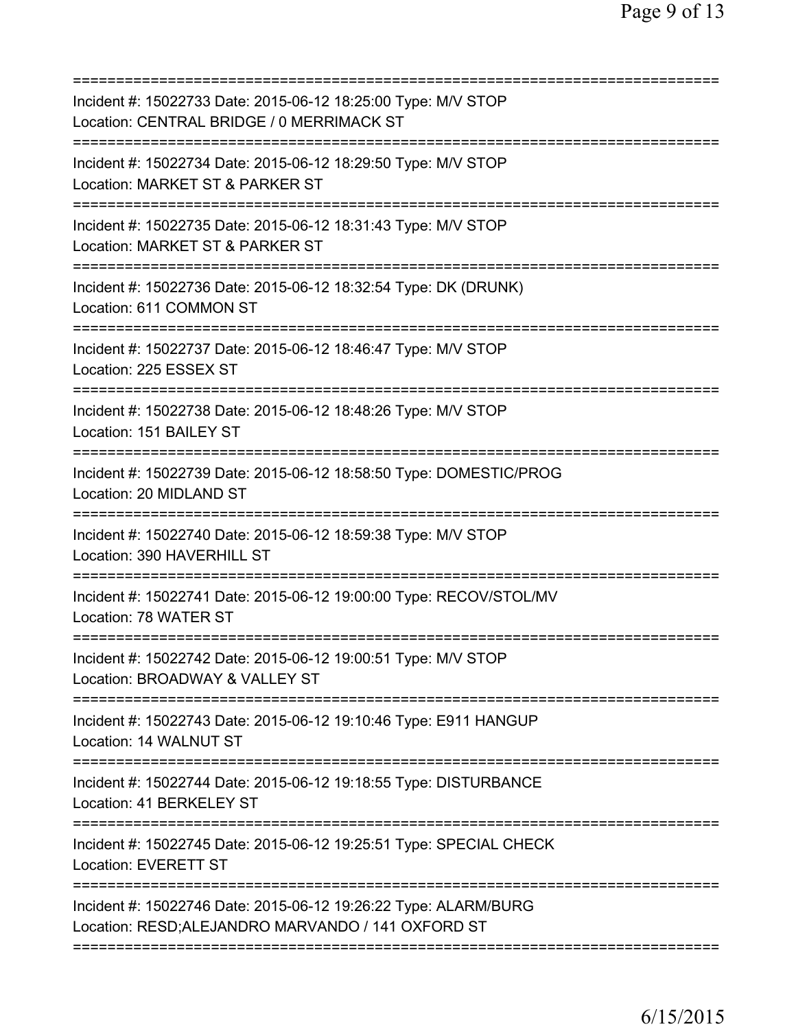===========================================================================

Incident #: 15022733 Date: 2015-06-12 18:25:00 Type: M/V STOP
Location: CENTRAL BRIDGE / 0 MERRIMACK ST

===========================================================================

Incident #: 15022734 Date: 2015-06-12 18:29:50 Type: M/V STOP
Location: MARKET ST & PARKER ST

===========================================================================

Incident #: 15022735 Date: 2015-06-12 18:31:43 Type: M/V STOP
Location: MARKET ST & PARKER ST

===========================================================================

Incident #: 15022736 Date: 2015-06-12 18:32:54 Type: DK (DRUNK)
Location: 611 COMMON ST

===========================================================================

Incident #: 15022737 Date: 2015-06-12 18:46:47 Type: M/V STOP
Location: 225 ESSEX ST

===========================================================================

Incident #: 15022738 Date: 2015-06-12 18:48:26 Type: M/V STOP
Location: 151 BAILEY ST

===========================================================================

Incident #: 15022739 Date: 2015-06-12 18:58:50 Type: DOMESTIC/PROG
Location: 20 MIDLAND ST

===========================================================================

Incident #: 15022740 Date: 2015-06-12 18:59:38 Type: M/V STOP
Location: 390 HAVERHILL ST

===========================================================================

Incident #: 15022741 Date: 2015-06-12 19:00:00 Type: RECOV/STOL/MV
Location: 78 WATER ST

===========================================================================

Incident #: 15022742 Date: 2015-06-12 19:00:51 Type: M/V STOP
Location: BROADWAY & VALLEY ST

===========================================================================

Incident #: 15022743 Date: 2015-06-12 19:10:46 Type: E911 HANGUP
Location: 14 WALNUT ST

===========================================================================

Incident #: 15022744 Date: 2015-06-12 19:18:55 Type: DISTURBANCE
Location: 41 BERKELEY ST

===========================================================================

Incident #: 15022745 Date: 2015-06-12 19:25:51 Type: SPECIAL CHECK
Location: EVERETT ST

===========================================================================

Incident #: 15022746 Date: 2015-06-12 19:26:22 Type: ALARM/BURG
Location: RESD;ALEJANDRO MARVANDO / 141 OXFORD ST

===========================================================================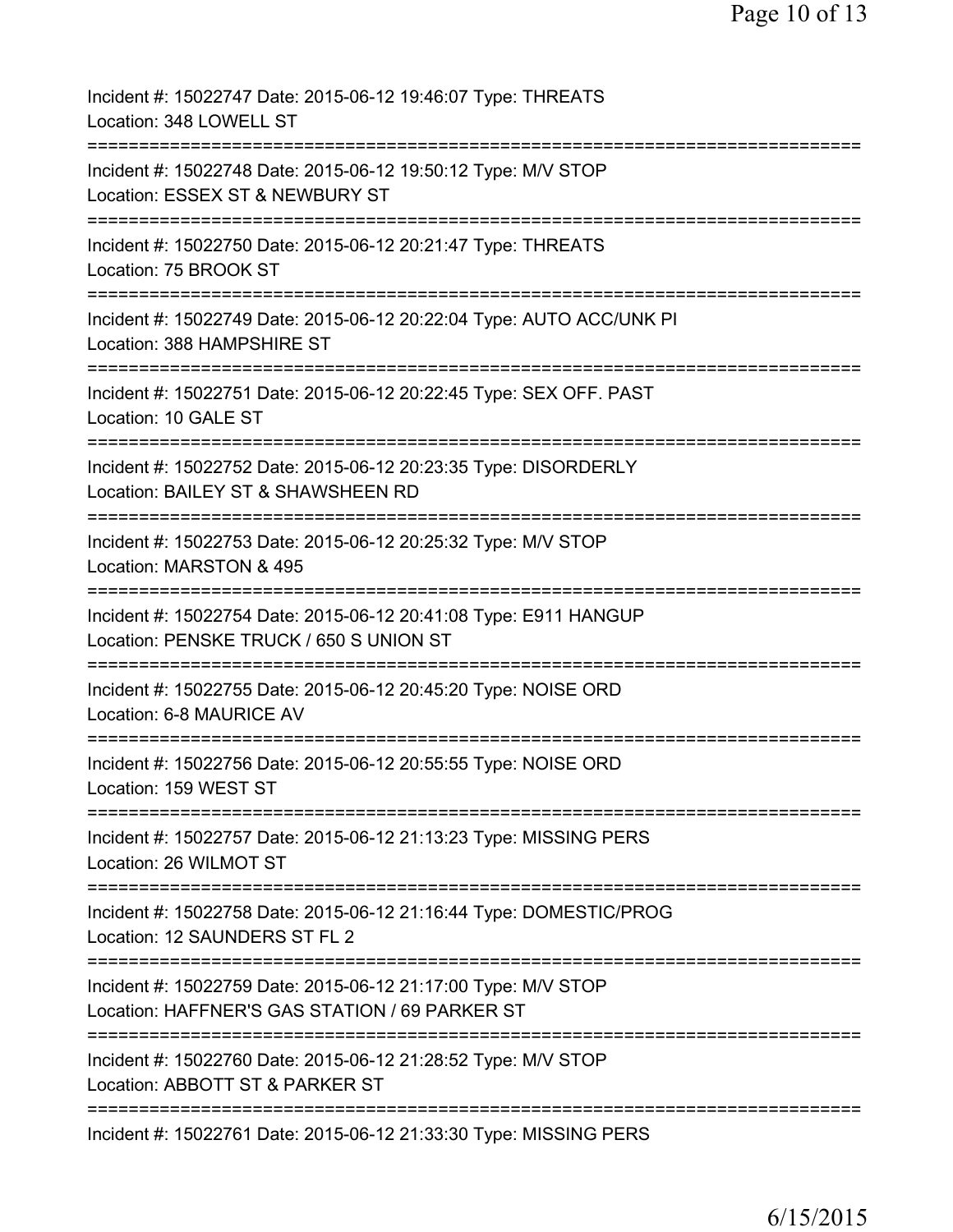Incident #: 15022747 Date: 2015-06-12 19:46:07 Type: THREATS
Location: 348 LOWELL ST

===========================================================================

Incident #: 15022748 Date: 2015-06-12 19:50:12 Type: M/V STOP
Location: ESSEX ST & NEWBURY ST

===========================================================================

Incident #: 15022750 Date: 2015-06-12 20:21:47 Type: THREATS
Location: 75 BROOK ST

===========================================================================

Incident #: 15022749 Date: 2015-06-12 20:22:04 Type: AUTO ACC/UNK PI
Location: 388 HAMPSHIRE ST

===========================================================================

Incident #: 15022751 Date: 2015-06-12 20:22:45 Type: SEX OFF. PAST
Location: 10 GALE ST

===========================================================================

Incident #: 15022752 Date: 2015-06-12 20:23:35 Type: DISORDERLY
Location: BAILEY ST & SHAWSHEEN RD

===========================================================================

Incident #: 15022753 Date: 2015-06-12 20:25:32 Type: M/V STOP
Location: MARSTON & 495

===========================================================================

Incident #: 15022754 Date: 2015-06-12 20:41:08 Type: E911 HANGUP
Location: PENSKE TRUCK / 650 S UNION ST

===========================================================================

Incident #: 15022755 Date: 2015-06-12 20:45:20 Type: NOISE ORD
Location: 6-8 MAURICE AV

===========================================================================

Incident #: 15022756 Date: 2015-06-12 20:55:55 Type: NOISE ORD
Location: 159 WEST ST

===========================================================================

Incident #: 15022757 Date: 2015-06-12 21:13:23 Type: MISSING PERS
Location: 26 WILMOT ST

===========================================================================

Incident #: 15022758 Date: 2015-06-12 21:16:44 Type: DOMESTIC/PROG
Location: 12 SAUNDERS ST FL 2

===========================================================================

Incident #: 15022759 Date: 2015-06-12 21:17:00 Type: M/V STOP
Location: HAFFNER'S GAS STATION / 69 PARKER ST

===========================================================================

Incident #: 15022760 Date: 2015-06-12 21:28:52 Type: M/V STOP
Location: ABBOTT ST & PARKER ST

===========================================================================

Incident #: 15022761 Date: 2015-06-12 21:33:30 Type: MISSING PERS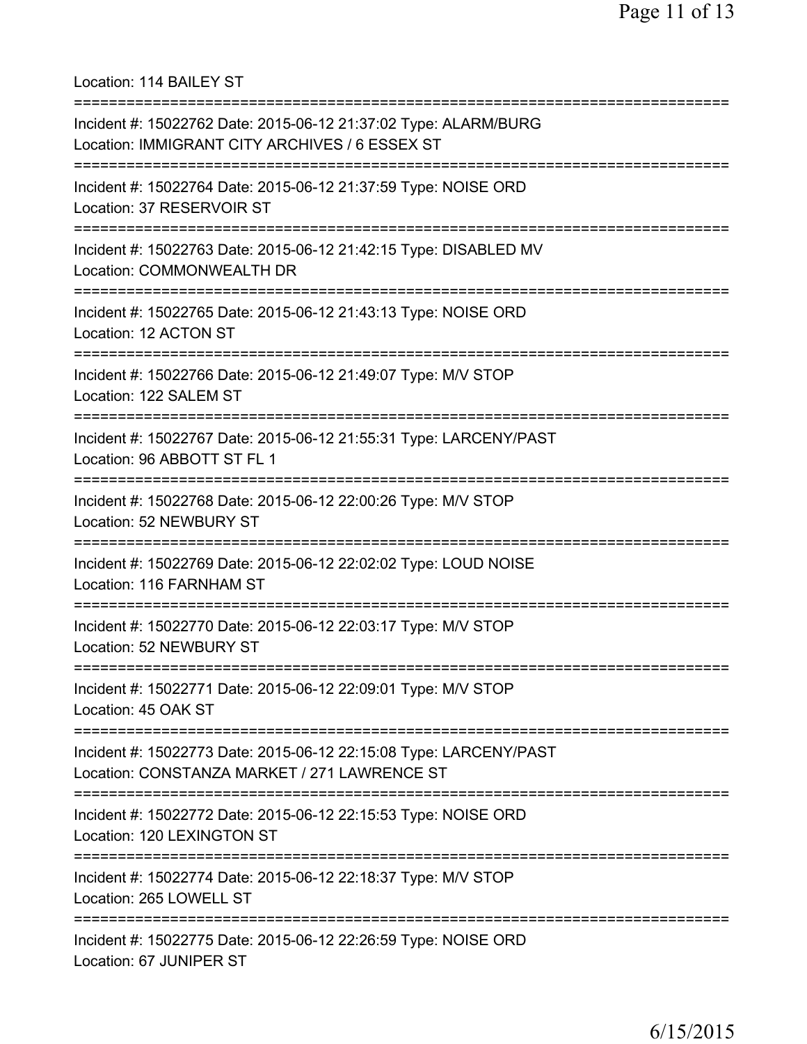Location: 114 BAILEY ST

===========================================================================

Incident #: 15022762 Date: 2015-06-12 21:37:02 Type: ALARM/BURG
Location: IMMIGRANT CITY ARCHIVES / 6 ESSEX ST

===========================================================================

Incident #: 15022764 Date: 2015-06-12 21:37:59 Type: NOISE ORD
Location: 37 RESERVOIR ST

===========================================================================

Incident #: 15022763 Date: 2015-06-12 21:42:15 Type: DISABLED MV
Location: COMMONWEALTH DR

===========================================================================

Incident #: 15022765 Date: 2015-06-12 21:43:13 Type: NOISE ORD
Location: 12 ACTON ST

===========================================================================

Incident #: 15022766 Date: 2015-06-12 21:49:07 Type: M/V STOP
Location: 122 SALEM ST

===========================================================================

Incident #: 15022767 Date: 2015-06-12 21:55:31 Type: LARCENY/PAST
Location: 96 ABBOTT ST FL 1

===========================================================================

Incident #: 15022768 Date: 2015-06-12 22:00:26 Type: M/V STOP
Location: 52 NEWBURY ST

===========================================================================

Incident #: 15022769 Date: 2015-06-12 22:02:02 Type: LOUD NOISE
Location: 116 FARNHAM ST

===========================================================================

Incident #: 15022770 Date: 2015-06-12 22:03:17 Type: M/V STOP
Location: 52 NEWBURY ST

===========================================================================

Incident #: 15022771 Date: 2015-06-12 22:09:01 Type: M/V STOP
Location: 45 OAK ST

===========================================================================

Incident #: 15022773 Date: 2015-06-12 22:15:08 Type: LARCENY/PAST
Location: CONSTANZA MARKET / 271 LAWRENCE ST

===========================================================================

Incident #: 15022772 Date: 2015-06-12 22:15:53 Type: NOISE ORD
Location: 120 LEXINGTON ST

===========================================================================

Incident #: 15022774 Date: 2015-06-12 22:18:37 Type: M/V STOP
Location: 265 LOWELL ST

===========================================================================

Incident #: 15022775 Date: 2015-06-12 22:26:59 Type: NOISE ORD
Location: 67 JUNIPER ST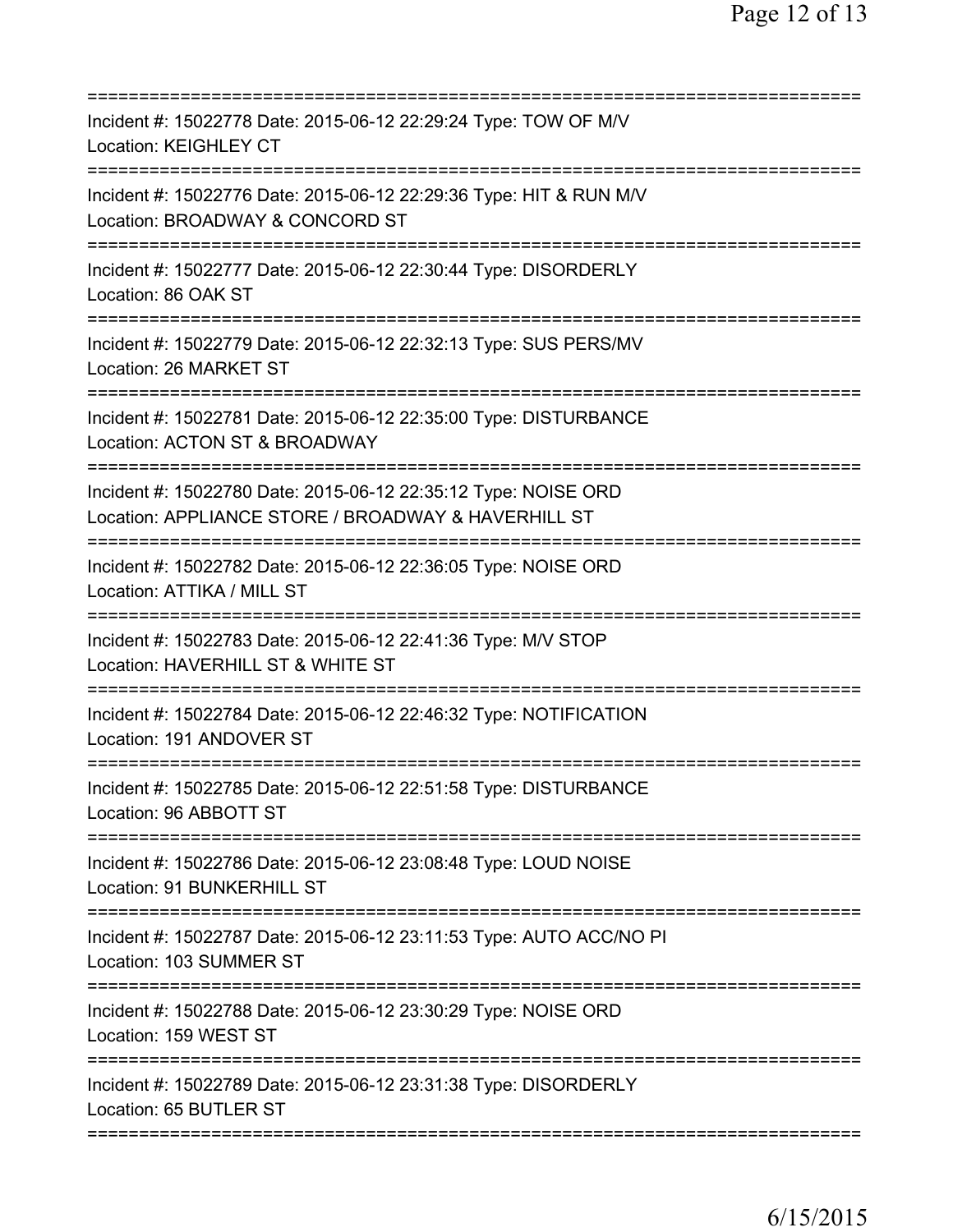===========================================================================

Incident #: 15022778 Date: 2015-06-12 22:29:24 Type: TOW OF M/V
Location: KEIGHLEY CT

===========================================================================

Incident #: 15022776 Date: 2015-06-12 22:29:36 Type: HIT & RUN M/V
Location: BROADWAY & CONCORD ST

===========================================================================

Incident #: 15022777 Date: 2015-06-12 22:30:44 Type: DISORDERLY
Location: 86 OAK ST

===========================================================================

Incident #: 15022779 Date: 2015-06-12 22:32:13 Type: SUS PERS/MV
Location: 26 MARKET ST

===========================================================================

Incident #: 15022781 Date: 2015-06-12 22:35:00 Type: DISTURBANCE
Location: ACTON ST & BROADWAY

===========================================================================

Incident #: 15022780 Date: 2015-06-12 22:35:12 Type: NOISE ORD
Location: APPLIANCE STORE / BROADWAY & HAVERHILL ST

===========================================================================

Incident #: 15022782 Date: 2015-06-12 22:36:05 Type: NOISE ORD
Location: ATTIKA / MILL ST

===========================================================================

Incident #: 15022783 Date: 2015-06-12 22:41:36 Type: M/V STOP
Location: HAVERHILL ST & WHITE ST

===========================================================================

Incident #: 15022784 Date: 2015-06-12 22:46:32 Type: NOTIFICATION
Location: 191 ANDOVER ST

===========================================================================

Incident #: 15022785 Date: 2015-06-12 22:51:58 Type: DISTURBANCE
Location: 96 ABBOTT ST

===========================================================================

Incident #: 15022786 Date: 2015-06-12 23:08:48 Type: LOUD NOISE
Location: 91 BUNKERHILL ST

===========================================================================

Incident #: 15022787 Date: 2015-06-12 23:11:53 Type: AUTO ACC/NO PI
Location: 103 SUMMER ST

===========================================================================

Incident #: 15022788 Date: 2015-06-12 23:30:29 Type: NOISE ORD
Location: 159 WEST ST

===========================================================================

Incident #: 15022789 Date: 2015-06-12 23:31:38 Type: DISORDERLY
Location: 65 BUTLER ST

===========================================================================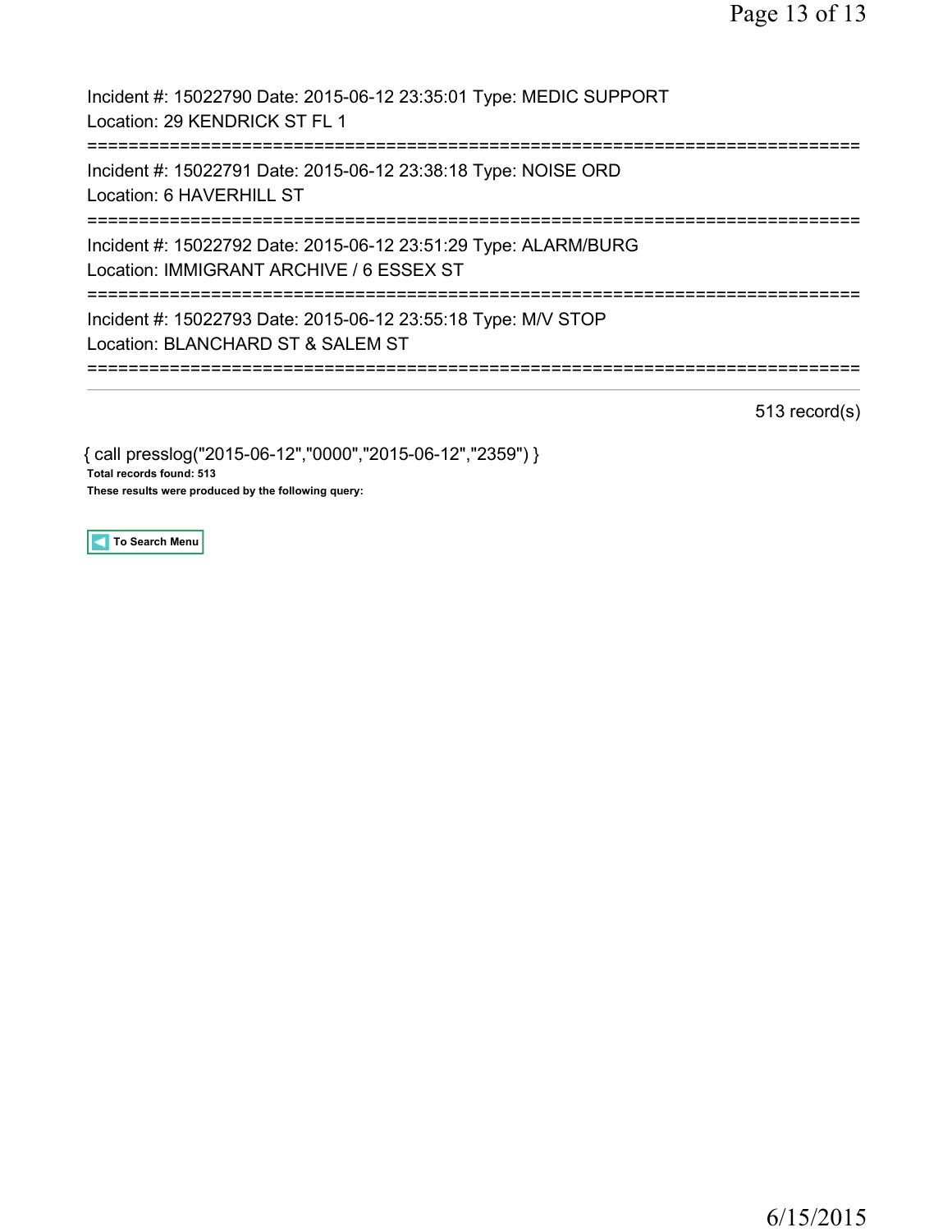Incident #: 15022790 Date: 2015-06-12 23:35:01 Type: MEDIC SUPPORT
Location: 29 KENDRICK ST FL 1

===========================================================================

Incident #: 15022791 Date: 2015-06-12 23:38:18 Type: NOISE ORD
Location: 6 HAVERHILL ST

===========================================================================

Incident #: 15022792 Date: 2015-06-12 23:51:29 Type: ALARM/BURG
Location: IMMIGRANT ARCHIVE / 6 ESSEX ST

===========================================================================

Incident #: 15022793 Date: 2015-06-12 23:55:18 Type: M/V STOP
Location: BLANCHARD ST & SALEM ST

===========================================================================

513 record(s)

{ call presslog("2015-06-12","0000","2015-06-12","2359") }

**Total records found: 513**

**These results were produced by the following query:**

**To Search Menu**